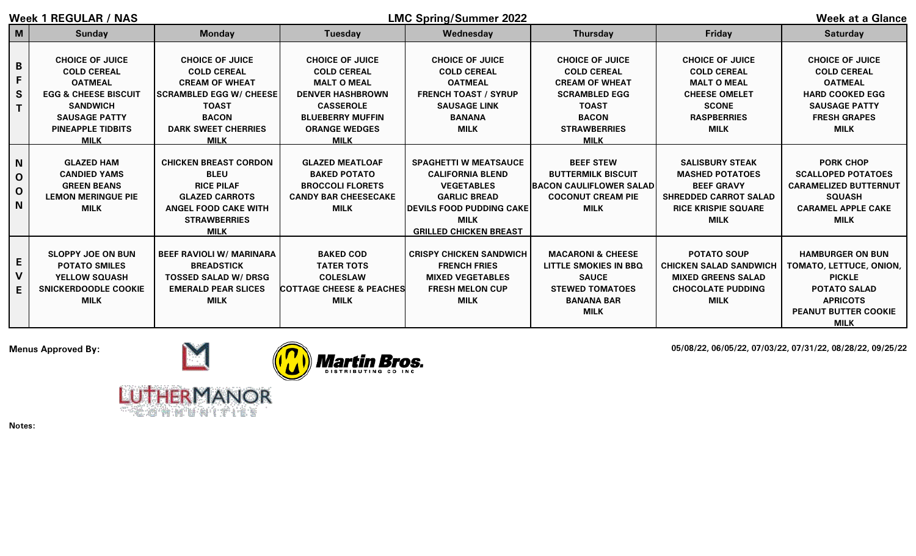**Week 1 REGULAR / NAS** | **LMC Spring/Summer 2022** | **Week at a Glance**

| M | Sunday | Monday | Tuesday | Wednesday | Thursday | Friday | Saturday |
|---|---|---|---|---|---|---|---|
| BFST | CHOICE OF JUICE<br>COLD CEREAL<br>OATMEAL<br>EGG & CHEESE BISCUIT SANDWICH<br>SAUSAGE PATTY<br>PINEAPPLE TIDBITS<br>MILK | CHOICE OF JUICE<br>COLD CEREAL<br>CREAM OF WHEAT<br>SCRAMBLED EGG W/ CHEESE<br>TOAST<br>BACON<br>DARK SWEET CHERRIES<br>MILK | CHOICE OF JUICE<br>COLD CEREAL<br>MALT O MEAL<br>DENVER HASHBROWN CASSEROLE<br>BLUEBERRY MUFFIN<br>ORANGE WEDGES<br>MILK | CHOICE OF JUICE<br>COLD CEREAL<br>OATMEAL<br>FRENCH TOAST / SYRUP<br>SAUSAGE LINK<br>BANANA<br>MILK | CHOICE OF JUICE<br>COLD CEREAL<br>CREAM OF WHEAT<br>SCRAMBLED EGG<br>TOAST<br>BACON<br>STRAWBERRIES<br>MILK | CHOICE OF JUICE<br>COLD CEREAL<br>MALT O MEAL<br>CHEESE OMELET<br>SCONE<br>RASPBERRIES<br>MILK | CHOICE OF JUICE<br>COLD CEREAL<br>OATMEAL<br>HARD COOKED EGG<br>SAUSAGE PATTY<br>FRESH GRAPES<br>MILK |
| NOON | GLAZED HAM<br>CANDIED YAMS<br>GREEN BEANS<br>LEMON MERINGUE PIE<br>MILK | CHICKEN BREAST CORDON BLEU<br>RICE PILAF<br>GLAZED CARROTS<br>ANGEL FOOD CAKE WITH STRAWBERRIES<br>MILK | GLAZED MEATLOAF<br>BAKED POTATO<br>BROCCOLI FLORETS<br>CANDY BAR CHEESECAKE<br>MILK | SPAGHETTI W MEATSAUCE<br>CALIFORNIA BLEND VEGETABLES<br>GARLIC BREAD<br>DEVILS FOOD PUDDING CAKE<br>MILK<br>GRILLED CHICKEN BREAST | BEEF STEW<br>BUTTERMILK BISCUIT<br>BACON CAULIFLOWER SALAD<br>COCONUT CREAM PIE<br>MILK | SALISBURY STEAK<br>MASHED POTATOES<br>BEEF GRAVY<br>SHREDDED CARROT SALAD<br>RICE KRISPIE SQUARE<br>MILK | PORK CHOP<br>SCALLOPED POTATOES<br>CARAMELIZED BUTTERNUT SQUASH<br>CARAMEL APPLE CAKE<br>MILK |
| EVE | SLOPPY JOE ON BUN<br>POTATO SMILES<br>YELLOW SQUASH<br>SNICKERDOODLE COOKIE<br>MILK | BEEF RAVIOLI W/ MARINARA<br>BREADSTICK<br>TOSSED SALAD W/ DRSG<br>EMERALD PEAR SLICES<br>MILK | BAKED COD<br>TATER TOTS<br>COLESLAW<br>COTTAGE CHEESE & PEACHES<br>MILK | CRISPY CHICKEN SANDWICH<br>FRENCH FRIES<br>MIXED VEGETABLES<br>FRESH MELON CUP<br>MILK | MACARONI & CHEESE<br>LITTLE SMOKIES IN BBQ SAUCE<br>STEWED TOMATOES<br>BANANA BAR<br>MILK | POTATO SOUP<br>CHICKEN SALAD SANDWICH<br>MIXED GREENS SALAD<br>CHOCOLATE PUDDING<br>MILK | HAMBURGER ON BUN<br>TOMATO, LETTUCE, ONION, PICKLE<br>POTATO SALAD<br>APRICOTS<br>PEANUT BUTTER COOKIE<br>MILK |

**Menus Approved By:**

LUTHERMANOR COMMUNITIES

Martin Bros. DISTRIBUTING CO INC

05/08/22, 06/05/22, 07/03/22, 07/31/22, 08/28/22, 09/25/22

**Notes:**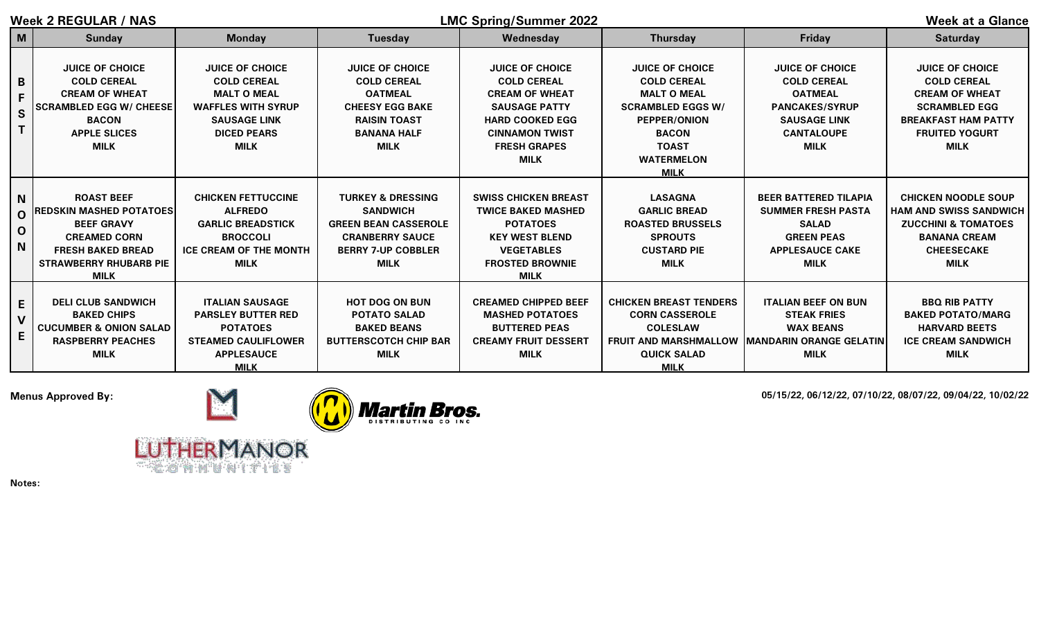**Week 2 REGULAR / NAS** | **LMC Spring/Summer 2022** | **Week at a Glance**

| M | Sunday | Monday | Tuesday | Wednesday | Thursday | Friday | Saturday |
|---|---|---|---|---|---|---|---|
| BFST | JUICE OF CHOICE<br>COLD CEREAL<br>CREAM OF WHEAT<br>SCRAMBLED EGG W/ CHEESE<br>BACON<br>APPLE SLICES<br>MILK | JUICE OF CHOICE<br>COLD CEREAL<br>MALT O MEAL<br>WAFFLES WITH SYRUP<br>SAUSAGE LINK<br>DICED PEARS<br>MILK | JUICE OF CHOICE<br>COLD CEREAL<br>OATMEAL<br>CHEESY EGG BAKE<br>RAISIN TOAST<br>BANANA HALF<br>MILK | JUICE OF CHOICE<br>COLD CEREAL<br>CREAM OF WHEAT<br>SAUSAGE PATTY<br>HARD COOKED EGG<br>CINNAMON TWIST<br>FRESH GRAPES<br>MILK | JUICE OF CHOICE<br>COLD CEREAL<br>MALT O MEAL<br>SCRAMBLED EGGS W/<br>PEPPER/ONION<br>BACON<br>TOAST<br>WATERMELON<br>MILK | JUICE OF CHOICE<br>COLD CEREAL<br>OATMEAL<br>PANCAKES/SYRUP<br>SAUSAGE LINK<br>CANTALOUPE<br>MILK | JUICE OF CHOICE<br>COLD CEREAL<br>CREAM OF WHEAT<br>SCRAMBLED EGG<br>BREAKFAST HAM PATTY<br>FRUITED YOGURT<br>MILK |
| NOON | ROAST BEEF<br>REDSKIN MASHED POTATOES<br>BEEF GRAVY<br>CREAMED CORN<br>FRESH BAKED BREAD<br>STRAWBERRY RHUBARB PIE<br>MILK | CHICKEN FETTUCCINE<br>ALFREDO<br>GARLIC BREADSTICK<br>BROCCOLI<br>ICE CREAM OF THE MONTH<br>MILK | TURKEY & DRESSING<br>SANDWICH<br>GREEN BEAN CASSEROLE<br>CRANBERRY SAUCE<br>BERRY 7-UP COBBLER<br>MILK | SWISS CHICKEN BREAST<br>TWICE BAKED MASHED<br>POTATOES<br>KEY WEST BLEND<br>VEGETABLES<br>FROSTED BROWNIE<br>MILK | LASAGNA<br>GARLIC BREAD<br>ROASTED BRUSSELS<br>SPROUTS<br>CUSTARD PIE<br>MILK | BEER BATTERED TILAPIA<br>SUMMER FRESH PASTA<br>SALAD<br>GREEN PEAS<br>APPLESAUCE CAKE<br>MILK | CHICKEN NOODLE SOUP<br>HAM AND SWISS SANDWICH<br>ZUCCHINI & TOMATOES<br>BANANA CREAM<br>CHEESECAKE<br>MILK |
| EVE | DELI CLUB SANDWICH<br>BAKED CHIPS<br>CUCUMBER & ONION SALAD<br>RASPBERRY PEACHES<br>MILK | ITALIAN SAUSAGE<br>PARSLEY BUTTER RED<br>POTATOES<br>STEAMED CAULIFLOWER<br>APPLESAUCE<br>MILK | HOT DOG ON BUN<br>POTATO SALAD<br>BAKED BEANS<br>BUTTERSCOTCH CHIP BAR<br>MILK | CREAMED CHIPPED BEEF<br>MASHED POTATOES<br>BUTTERED PEAS<br>CREAMY FRUIT DESSERT<br>MILK | CHICKEN BREAST TENDERS<br>CORN CASSEROLE<br>COLESLAW<br>FRUIT AND MARSHMALLOW<br>QUICK SALAD<br>MILK | ITALIAN BEEF ON BUN<br>STEAK FRIES<br>WAX BEANS<br>MANDARIN ORANGE GELATIN<br>MILK | BBQ RIB PATTY<br>BAKED POTATO/MARG<br>HARVARD BEETS<br>ICE CREAM SANDWICH<br>MILK |

**Menus Approved By:**

LUTHERMANOR COMMUNITIES

Martin Bros. DISTRIBUTING CO INC

05/15/22, 06/12/22, 07/10/22, 08/07/22, 09/04/22, 10/02/22

**Notes:**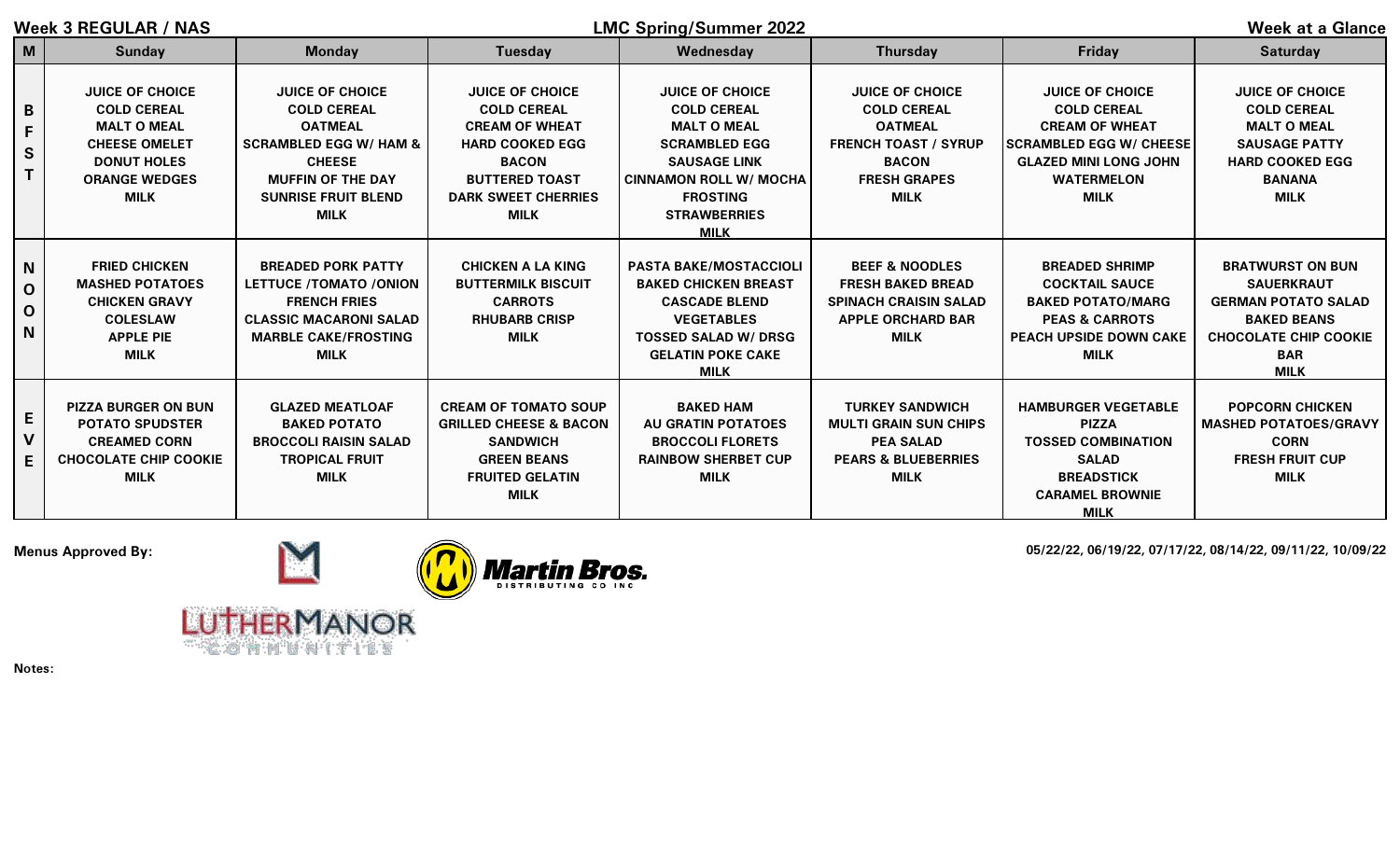**Week 3 REGULAR / NAS** | **LMC Spring/Summer 2022** | **Week at a Glance**

| M | Sunday | Monday | Tuesday | Wednesday | Thursday | Friday | Saturday |
|---|---|---|---|---|---|---|---|
| BFST | JUICE OF CHOICE<br>COLD CEREAL<br>MALT O MEAL<br>CHEESE OMELET<br>DONUT HOLES<br>ORANGE WEDGES<br>MILK | JUICE OF CHOICE<br>COLD CEREAL<br>OATMEAL<br>SCRAMBLED EGG W/ HAM & CHEESE<br>MUFFIN OF THE DAY<br>SUNRISE FRUIT BLEND<br>MILK | JUICE OF CHOICE<br>COLD CEREAL<br>CREAM OF WHEAT<br>HARD COOKED EGG<br>BACON<br>BUTTERED TOAST<br>DARK SWEET CHERRIES<br>MILK | JUICE OF CHOICE<br>COLD CEREAL<br>MALT O MEAL<br>SCRAMBLED EGG<br>SAUSAGE LINK<br>CINNAMON ROLL W/ MOCHA FROSTING<br>STRAWBERRIES<br>MILK | JUICE OF CHOICE<br>COLD CEREAL<br>OATMEAL<br>FRENCH TOAST / SYRUP<br>BACON<br>FRESH GRAPES<br>MILK | JUICE OF CHOICE<br>COLD CEREAL<br>CREAM OF WHEAT<br>SCRAMBLED EGG W/ CHEESE<br>GLAZED MINI LONG JOHN<br>WATERMELON<br>MILK | JUICE OF CHOICE<br>COLD CEREAL<br>MALT O MEAL<br>SAUSAGE PATTY<br>HARD COOKED EGG<br>BANANA<br>MILK |
| NOON | FRIED CHICKEN<br>MASHED POTATOES<br>CHICKEN GRAVY<br>COLESLAW<br>APPLE PIE<br>MILK | BREADED PORK PATTY<br>LETTUCE /TOMATO /ONION<br>FRENCH FRIES<br>CLASSIC MACARONI SALAD<br>MARBLE CAKE/FROSTING<br>MILK | CHICKEN A LA KING<br>BUTTERMILK BISCUIT<br>CARROTS<br>RHUBARB CRISP<br>MILK | PASTA BAKE/MOSTACCIOLI<br>BAKED CHICKEN BREAST<br>CASCADE BLEND VEGETABLES<br>TOSSED SALAD W/ DRSG<br>GELATIN POKE CAKE<br>MILK | BEEF & NOODLES<br>FRESH BAKED BREAD<br>SPINACH CRAISIN SALAD<br>APPLE ORCHARD BAR<br>MILK | BREADED SHRIMP<br>COCKTAIL SAUCE<br>BAKED POTATO/MARG<br>PEAS & CARROTS<br>PEACH UPSIDE DOWN CAKE<br>MILK | BRATWURST ON BUN<br>SAUERKRAUT<br>GERMAN POTATO SALAD<br>BAKED BEANS<br>CHOCOLATE CHIP COOKIE BAR<br>MILK |
| EVE | PIZZA BURGER ON BUN<br>POTATO SPUDSTER<br>CREAMED CORN<br>CHOCOLATE CHIP COOKIE<br>MILK | GLAZED MEATLOAF<br>BAKED POTATO<br>BROCCOLI RAISIN SALAD<br>TROPICAL FRUIT<br>MILK | CREAM OF TOMATO SOUP<br>GRILLED CHEESE & BACON SANDWICH<br>GREEN BEANS<br>FRUITED GELATIN<br>MILK | BAKED HAM<br>AU GRATIN POTATOES<br>BROCCOLI FLORETS<br>RAINBOW SHERBET CUP<br>MILK | TURKEY SANDWICH<br>MULTI GRAIN SUN CHIPS<br>PEA SALAD<br>PEARS & BLUEBERRIES<br>MILK | HAMBURGER VEGETABLE PIZZA<br>TOSSED COMBINATION SALAD<br>BREADSTICK<br>CARAMEL BROWNIE<br>MILK | POPCORN CHICKEN<br>MASHED POTATOES/GRAVY<br>CORN<br>FRESH FRUIT CUP<br>MILK |

**Menus Approved By:**

LUTHER MANOR COMMUNITIES

Martin Bros. DISTRIBUTING CO INC

05/22/22, 06/19/22, 07/17/22, 08/14/22, 09/11/22, 10/09/22

**Notes:**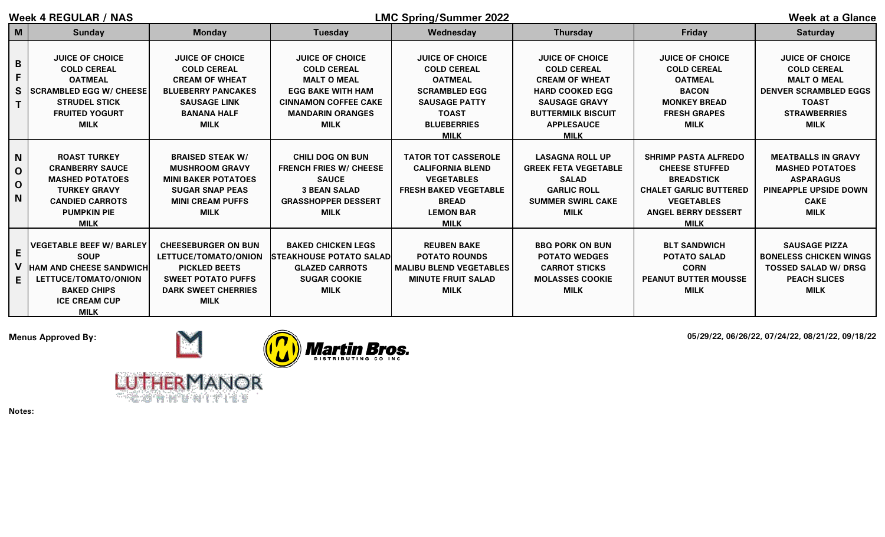**Week 4 REGULAR / NAS** | **LMC Spring/Summer 2022** | **Week at a Glance**

| M | Sunday | Monday | Tuesday | Wednesday | Thursday | Friday | Saturday |
|---|---|---|---|---|---|---|---|
| **BFST** | JUICE OF CHOICE<br>COLD CEREAL<br>OATMEAL<br>SCRAMBLED EGG W/ CHEESE<br>STRUDEL STICK<br>FRUITED YOGURT<br>MILK | JUICE OF CHOICE<br>COLD CEREAL<br>CREAM OF WHEAT<br>BLUEBERRY PANCAKES<br>SAUSAGE LINK<br>BANANA HALF<br>MILK | JUICE OF CHOICE<br>COLD CEREAL<br>MALT O MEAL<br>EGG BAKE WITH HAM<br>CINNAMON COFFEE CAKE<br>MANDARIN ORANGES<br>MILK | JUICE OF CHOICE<br>COLD CEREAL<br>OATMEAL<br>SCRAMBLED EGG<br>SAUSAGE PATTY<br>TOAST<br>BLUEBERRIES<br>MILK | JUICE OF CHOICE<br>COLD CEREAL<br>CREAM OF WHEAT<br>HARD COOKED EGG<br>SAUSAGE GRAVY<br>BUTTERMILK BISCUIT<br>APPLESAUCE<br>MILK | JUICE OF CHOICE<br>COLD CEREAL<br>OATMEAL<br>BACON<br>MONKEY BREAD<br>FRESH GRAPES<br>MILK | JUICE OF CHOICE<br>COLD CEREAL<br>MALT O MEAL<br>DENVER SCRAMBLED EGGS<br>TOAST<br>STRAWBERRIES<br>MILK |
| **NOON** | ROAST TURKEY<br>CRANBERRY SAUCE<br>MASHED POTATOES<br>TURKEY GRAVY<br>CANDIED CARROTS<br>PUMPKIN PIE<br>MILK | BRAISED STEAK W/ MUSHROOM GRAVY<br>MINI BAKER POTATOES<br>SUGAR SNAP PEAS<br>MINI CREAM PUFFS<br>MILK | CHILI DOG ON BUN<br>FRENCH FRIES W/ CHEESE SAUCE<br>3 BEAN SALAD<br>GRASSHOPPER DESSERT<br>MILK | TATOR TOT CASSEROLE<br>CALIFORNIA BLEND VEGETABLES<br>FRESH BAKED VEGETABLE BREAD<br>LEMON BAR<br>MILK | LASAGNA ROLL UP<br>GREEK FETA VEGETABLE SALAD<br>GARLIC ROLL<br>SUMMER SWIRL CAKE<br>MILK | SHRIMP PASTA ALFREDO<br>CHEESE STUFFED BREADSTICK<br>CHALET GARLIC BUTTERED VEGETABLES<br>ANGEL BERRY DESSERT<br>MILK | MEATBALLS IN GRAVY<br>MASHED POTATOES<br>ASPARAGUS<br>PINEAPPLE UPSIDE DOWN CAKE<br>MILK |
| **EVE** | VEGETABLE BEEF W/ BARLEY SOUP<br>HAM AND CHEESE SANDWICH<br>LETTUCE/TOMATO/ONION<br>BAKED CHIPS<br>ICE CREAM CUP<br>MILK | CHEESEBURGER ON BUN<br>LETTUCE/TOMATO/ONION<br>PICKLED BEETS<br>SWEET POTATO PUFFS<br>DARK SWEET CHERRIES<br>MILK | BAKED CHICKEN LEGS<br>STEAKHOUSE POTATO SALAD<br>GLAZED CARROTS<br>SUGAR COOKIE<br>MILK | REUBEN BAKE<br>POTATO ROUNDS<br>MALIBU BLEND VEGETABLES<br>MINUTE FRUIT SALAD<br>MILK | BBQ PORK ON BUN<br>POTATO WEDGES<br>CARROT STICKS<br>MOLASSES COOKIE<br>MILK | BLT SANDWICH<br>POTATO SALAD<br>CORN<br>PEANUT BUTTER MOUSSE<br>MILK | SAUSAGE PIZZA<br>BONELESS CHICKEN WINGS<br>TOSSED SALAD W/ DRSG<br>PEACH SLICES<br>MILK |

**Menus Approved By:**

LUTHER MANOR COMMUNITIES

Martin Bros. DISTRIBUTING CO INC

**05/29/22, 06/26/22, 07/24/22, 08/21/22, 09/18/22**

**Notes:**